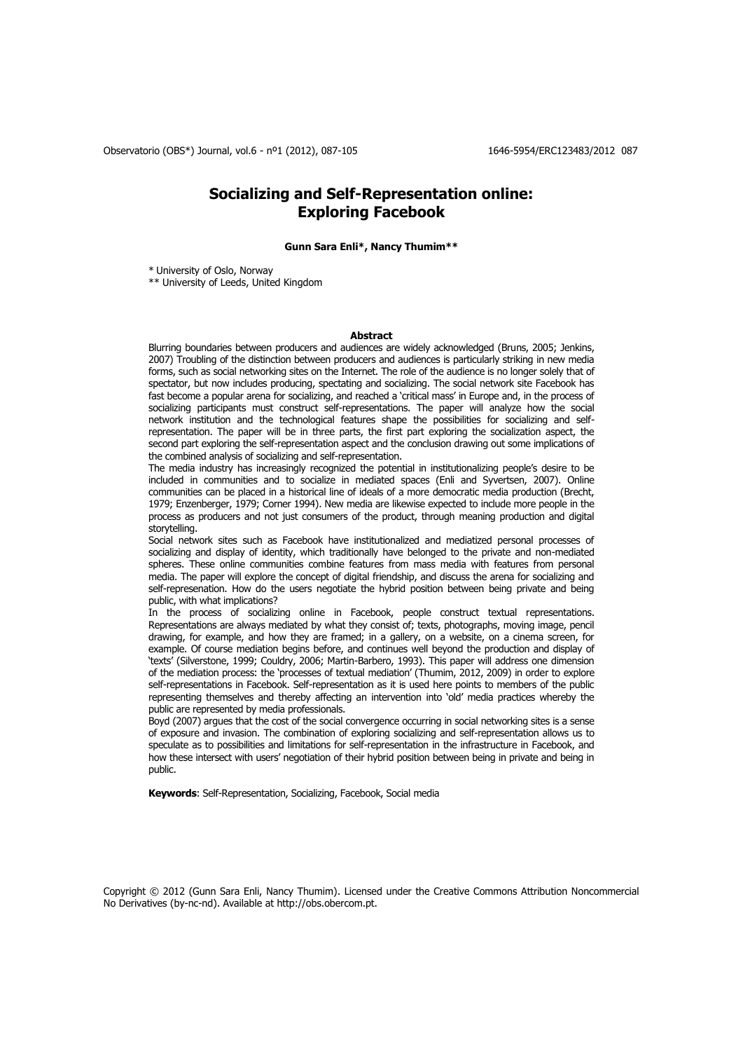# Socializing and Self-Representation online: Exploring Facebook

**Gunn Sara Enli\*, Nancy Thumim\*\***

\* University of Oslo, Norway

\*\* University of Leeds, United Kingdom

## Abstract

Blurring boundaries between producers and audiences are widely acknowledged (Bruns, 2005; Jenkins, 2007) Troubling of the distinction between producers and audiences is particularly striking in new media forms, such as social networking sites on the Internet. The role of the audience is no longer solely that of spectator, but now includes producing, spectating and socializing. The social network site Facebook has fast become a popular arena for socializing, and reached a 'critical mass' in Europe and, in the process of socializing participants must construct self-representations. The paper will analyze how the social network institution and the technological features shape the possibilities for socializing and self-representation. The paper will be in three parts, the first part exploring the socialization aspect, the second part exploring the self-representation aspect and the conclusion drawing out some implications of the combined analysis of socializing and self-representation.

The media industry has increasingly recognized the potential in institutionalizing people's desire to be included in communities and to socialize in mediated spaces (Enli and Syvertsen, 2007). Online communities can be placed in a historical line of ideals of a more democratic media production (Brecht, 1979; Enzenberger, 1979; Corner 1994). New media are likewise expected to include more people in the process as producers and not just consumers of the product, through meaning production and digital storytelling.

Social network sites such as Facebook have institutionalized and mediatized personal processes of socializing and display of identity, which traditionally have belonged to the private and non-mediated spheres. These online communities combine features from mass media with features from personal media. The paper will explore the concept of digital friendship, and discuss the arena for socializing and self-represenation. How do the users negotiate the hybrid position between being private and being public, with what implications?

In the process of socializing online in Facebook, people construct textual representations. Representations are always mediated by what they consist of; texts, photographs, moving image, pencil drawing, for example, and how they are framed; in a gallery, on a website, on a cinema screen, for example. Of course mediation begins before, and continues well beyond the production and display of 'texts' (Silverstone, 1999; Couldry, 2006; Martin-Barbero, 1993). This paper will address one dimension of the mediation process: the 'processes of textual mediation' (Thumim, 2012, 2009) in order to explore self-representations in Facebook. Self-representation as it is used here points to members of the public representing themselves and thereby affecting an intervention into 'old' media practices whereby the public are represented by media professionals.

Boyd (2007) argues that the cost of the social convergence occurring in social networking sites is a sense of exposure and invasion. The combination of exploring socializing and self-representation allows us to speculate as to possibilities and limitations for self-representation in the infrastructure in Facebook, and how these intersect with users' negotiation of their hybrid position between being in private and being in public.

**Keywords**: Self-Representation, Socializing, Facebook, Social media

Copyright © 2012 (Gunn Sara Enli, Nancy Thumim). Licensed under the Creative Commons Attribution Noncommercial No Derivatives (by-nc-nd). Available at http://obs.obercom.pt.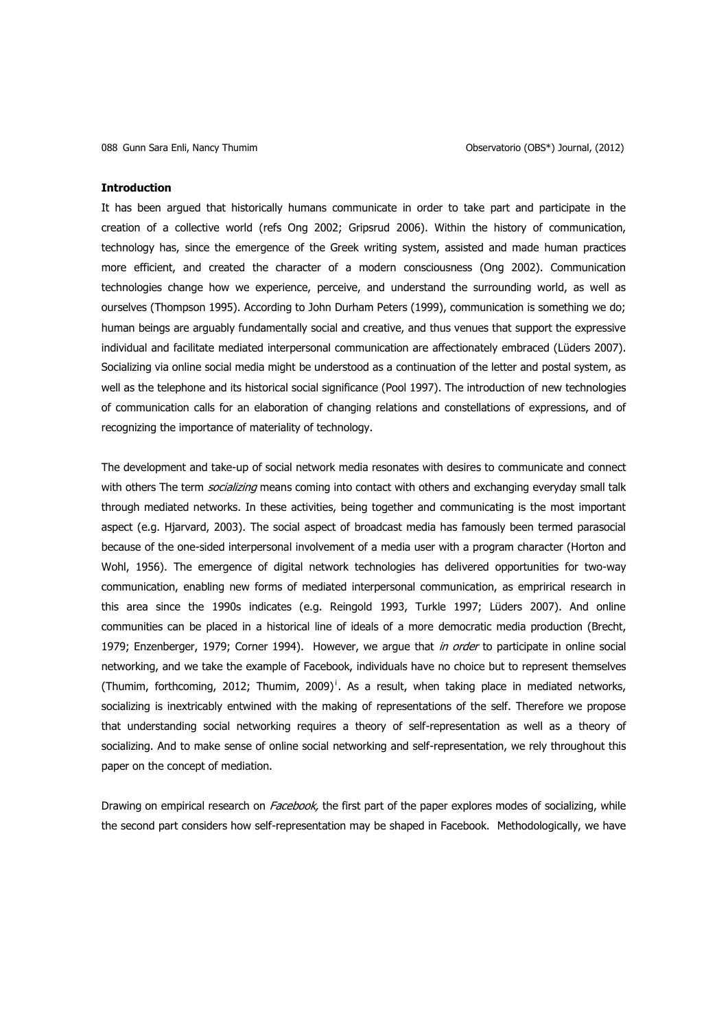**Introduction**

It has been argued that historically humans communicate in order to take part and participate in the creation of a collective world (refs Ong 2002; Gripsrud 2006). Within the history of communication, technology has, since the emergence of the Greek writing system, assisted and made human practices more efficient, and created the character of a modern consciousness (Ong 2002). Communication technologies change how we experience, perceive, and understand the surrounding world, as well as ourselves (Thompson 1995). According to John Durham Peters (1999), communication is something we do; human beings are arguably fundamentally social and creative, and thus venues that support the expressive individual and facilitate mediated interpersonal communication are affectionately embraced (Lüders 2007). Socializing via online social media might be understood as a continuation of the letter and postal system, as well as the telephone and its historical social significance (Pool 1997). The introduction of new technologies of communication calls for an elaboration of changing relations and constellations of expressions, and of recognizing the importance of materiality of technology.

The development and take-up of social network media resonates with desires to communicate and connect with others The term *socializing* means coming into contact with others and exchanging everyday small talk through mediated networks. In these activities, being together and communicating is the most important aspect (e.g. Hjarvard, 2003). The social aspect of broadcast media has famously been termed parasocial because of the one-sided interpersonal involvement of a media user with a program character (Horton and Wohl, 1956). The emergence of digital network technologies has delivered opportunities for two-way communication, enabling new forms of mediated interpersonal communication, as emprirical research in this area since the 1990s indicates (e.g. Reingold 1993, Turkle 1997; Lüders 2007). And online communities can be placed in a historical line of ideals of a more democratic media production (Brecht, 1979; Enzenberger, 1979; Corner 1994). However, we argue that *in order* to participate in online social networking, and we take the example of Facebook, individuals have no choice but to represent themselves (Thumim, forthcoming, 2012; Thumim, 2009)[i]. As a result, when taking place in mediated networks, socializing is inextricably entwined with the making of representations of the self. Therefore we propose that understanding social networking requires a theory of self-representation as well as a theory of socializing. And to make sense of online social networking and self-representation, we rely throughout this paper on the concept of mediation.

Drawing on empirical research on *Facebook,* the first part of the paper explores modes of socializing, while the second part considers how self-representation may be shaped in Facebook. Methodologically, we have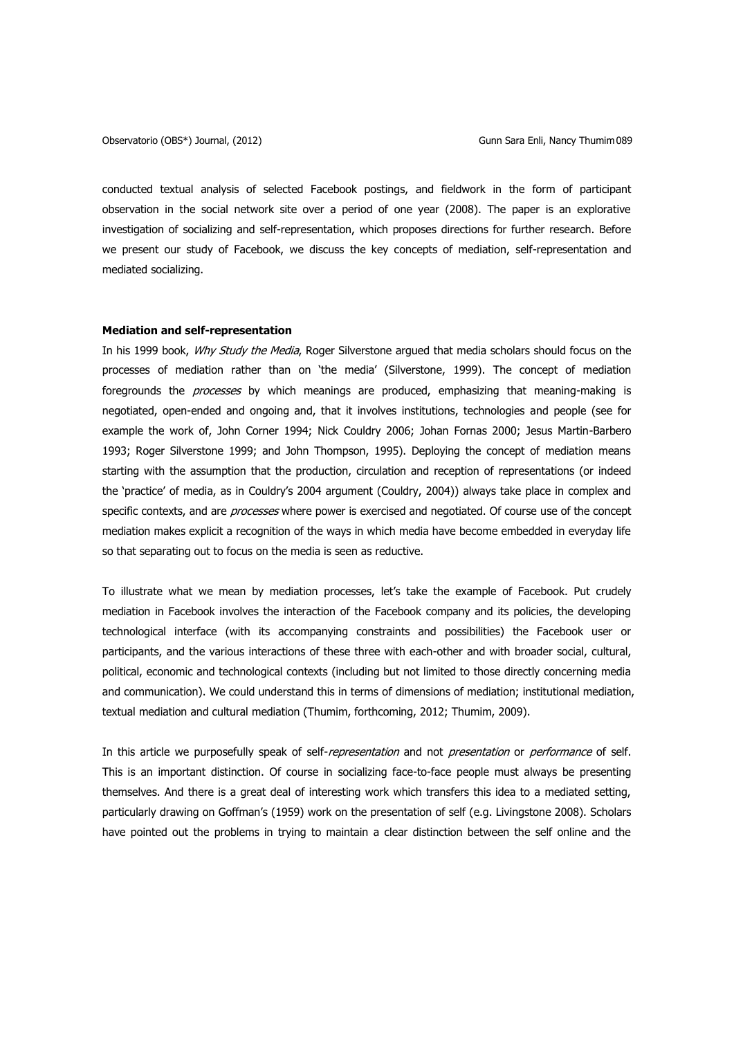conducted textual analysis of selected Facebook postings, and fieldwork in the form of participant observation in the social network site over a period of one year (2008). The paper is an explorative investigation of socializing and self-representation, which proposes directions for further research. Before we present our study of Facebook, we discuss the key concepts of mediation, self-representation and mediated socializing.

### Mediation and self-representation

In his 1999 book, *Why Study the Media*, Roger Silverstone argued that media scholars should focus on the processes of mediation rather than on 'the media' (Silverstone, 1999). The concept of mediation foregrounds the *processes* by which meanings are produced, emphasizing that meaning-making is negotiated, open-ended and ongoing and, that it involves institutions, technologies and people (see for example the work of, John Corner 1994; Nick Couldry 2006; Johan Fornas 2000; Jesus Martin-Barbero 1993; Roger Silverstone 1999; and John Thompson, 1995). Deploying the concept of mediation means starting with the assumption that the production, circulation and reception of representations (or indeed the 'practice' of media, as in Couldry's 2004 argument (Couldry, 2004)) always take place in complex and specific contexts, and are *processes* where power is exercised and negotiated. Of course use of the concept mediation makes explicit a recognition of the ways in which media have become embedded in everyday life so that separating out to focus on the media is seen as reductive.

To illustrate what we mean by mediation processes, let's take the example of Facebook. Put crudely mediation in Facebook involves the interaction of the Facebook company and its policies, the developing technological interface (with its accompanying constraints and possibilities) the Facebook user or participants, and the various interactions of these three with each-other and with broader social, cultural, political, economic and technological contexts (including but not limited to those directly concerning media and communication). We could understand this in terms of dimensions of mediation; institutional mediation, textual mediation and cultural mediation (Thumim, forthcoming, 2012; Thumim, 2009).

In this article we purposefully speak of self-*representation* and not *presentation* or *performance* of self. This is an important distinction. Of course in socializing face-to-face people must always be presenting themselves. And there is a great deal of interesting work which transfers this idea to a mediated setting, particularly drawing on Goffman's (1959) work on the presentation of self (e.g. Livingstone 2008). Scholars have pointed out the problems in trying to maintain a clear distinction between the self online and the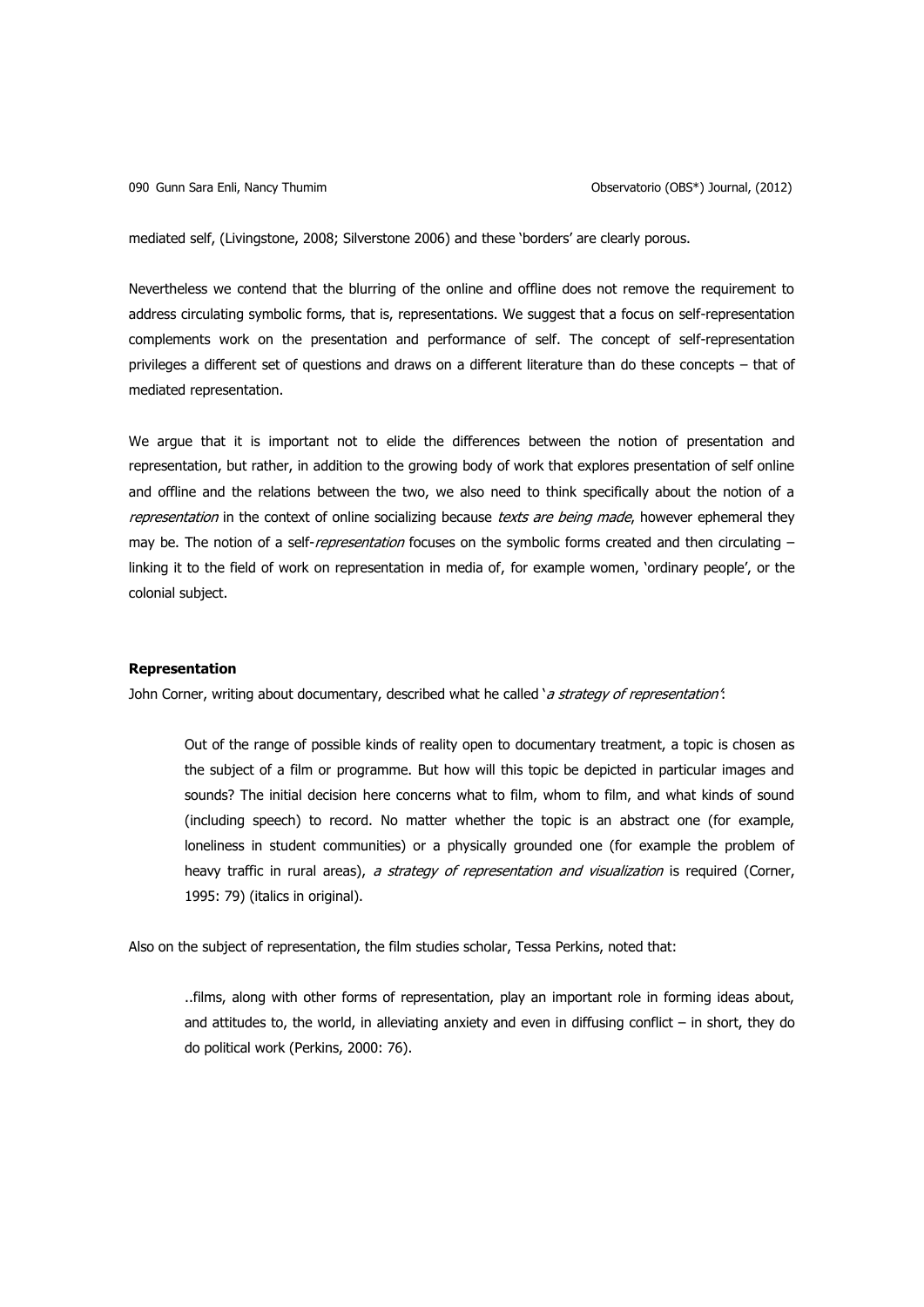mediated self, (Livingstone, 2008; Silverstone 2006) and these 'borders' are clearly porous.

Nevertheless we contend that the blurring of the online and offline does not remove the requirement to address circulating symbolic forms, that is, representations. We suggest that a focus on self-representation complements work on the presentation and performance of self. The concept of self-representation privileges a different set of questions and draws on a different literature than do these concepts – that of mediated representation.

We argue that it is important not to elide the differences between the notion of presentation and representation, but rather, in addition to the growing body of work that explores presentation of self online and offline and the relations between the two, we also need to think specifically about the notion of a *representation* in the context of online socializing because *texts are being made*, however ephemeral they may be. The notion of a self-*representation* focuses on the symbolic forms created and then circulating – linking it to the field of work on representation in media of, for example women, 'ordinary people', or the colonial subject.

**Representation**

John Corner, writing about documentary, described what he called '*a strategy of representation*':

> Out of the range of possible kinds of reality open to documentary treatment, a topic is chosen as the subject of a film or programme. But how will this topic be depicted in particular images and sounds? The initial decision here concerns what to film, whom to film, and what kinds of sound (including speech) to record. No matter whether the topic is an abstract one (for example, loneliness in student communities) or a physically grounded one (for example the problem of heavy traffic in rural areas), *a strategy of representation and visualization* is required (Corner, 1995: 79) (italics in original).

Also on the subject of representation, the film studies scholar, Tessa Perkins, noted that:

> ..films, along with other forms of representation, play an important role in forming ideas about, and attitudes to, the world, in alleviating anxiety and even in diffusing conflict – in short, they do do political work (Perkins, 2000: 76).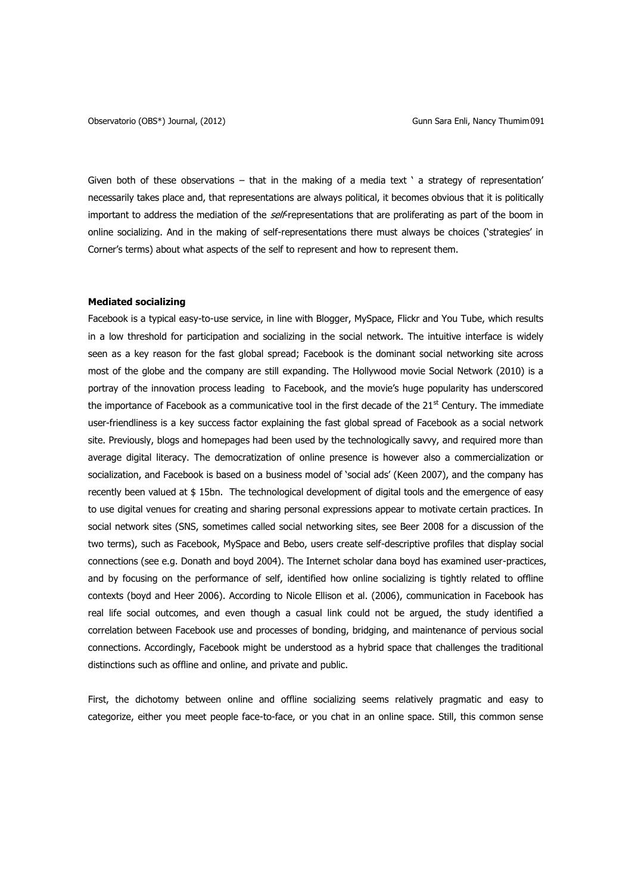Given both of these observations – that in the making of a media text ' a strategy of representation' necessarily takes place and, that representations are always political, it becomes obvious that it is politically important to address the mediation of the *self*-representations that are proliferating as part of the boom in online socializing. And in the making of self-representations there must always be choices ('strategies' in Corner's terms) about what aspects of the self to represent and how to represent them.

**Mediated socializing**

Facebook is a typical easy-to-use service, in line with Blogger, MySpace, Flickr and You Tube, which results in a low threshold for participation and socializing in the social network. The intuitive interface is widely seen as a key reason for the fast global spread; Facebook is the dominant social networking site across most of the globe and the company are still expanding. The Hollywood movie Social Network (2010) is a portray of the innovation process leading to Facebook, and the movie's huge popularity has underscored the importance of Facebook as a communicative tool in the first decade of the 21st Century. The immediate user-friendliness is a key success factor explaining the fast global spread of Facebook as a social network site. Previously, blogs and homepages had been used by the technologically savvy, and required more than average digital literacy. The democratization of online presence is however also a commercialization or socialization, and Facebook is based on a business model of 'social ads' (Keen 2007), and the company has recently been valued at $ 15bn. The technological development of digital tools and the emergence of easy to use digital venues for creating and sharing personal expressions appear to motivate certain practices. In social network sites (SNS, sometimes called social networking sites, see Beer 2008 for a discussion of the two terms), such as Facebook, MySpace and Bebo, users create self-descriptive profiles that display social connections (see e.g. Donath and boyd 2004). The Internet scholar dana boyd has examined user-practices, and by focusing on the performance of self, identified how online socializing is tightly related to offline contexts (boyd and Heer 2006). According to Nicole Ellison et al. (2006), communication in Facebook has real life social outcomes, and even though a casual link could not be argued, the study identified a correlation between Facebook use and processes of bonding, bridging, and maintenance of pervious social connections. Accordingly, Facebook might be understood as a hybrid space that challenges the traditional distinctions such as offline and online, and private and public.

First, the dichotomy between online and offline socializing seems relatively pragmatic and easy to categorize, either you meet people face-to-face, or you chat in an online space. Still, this common sense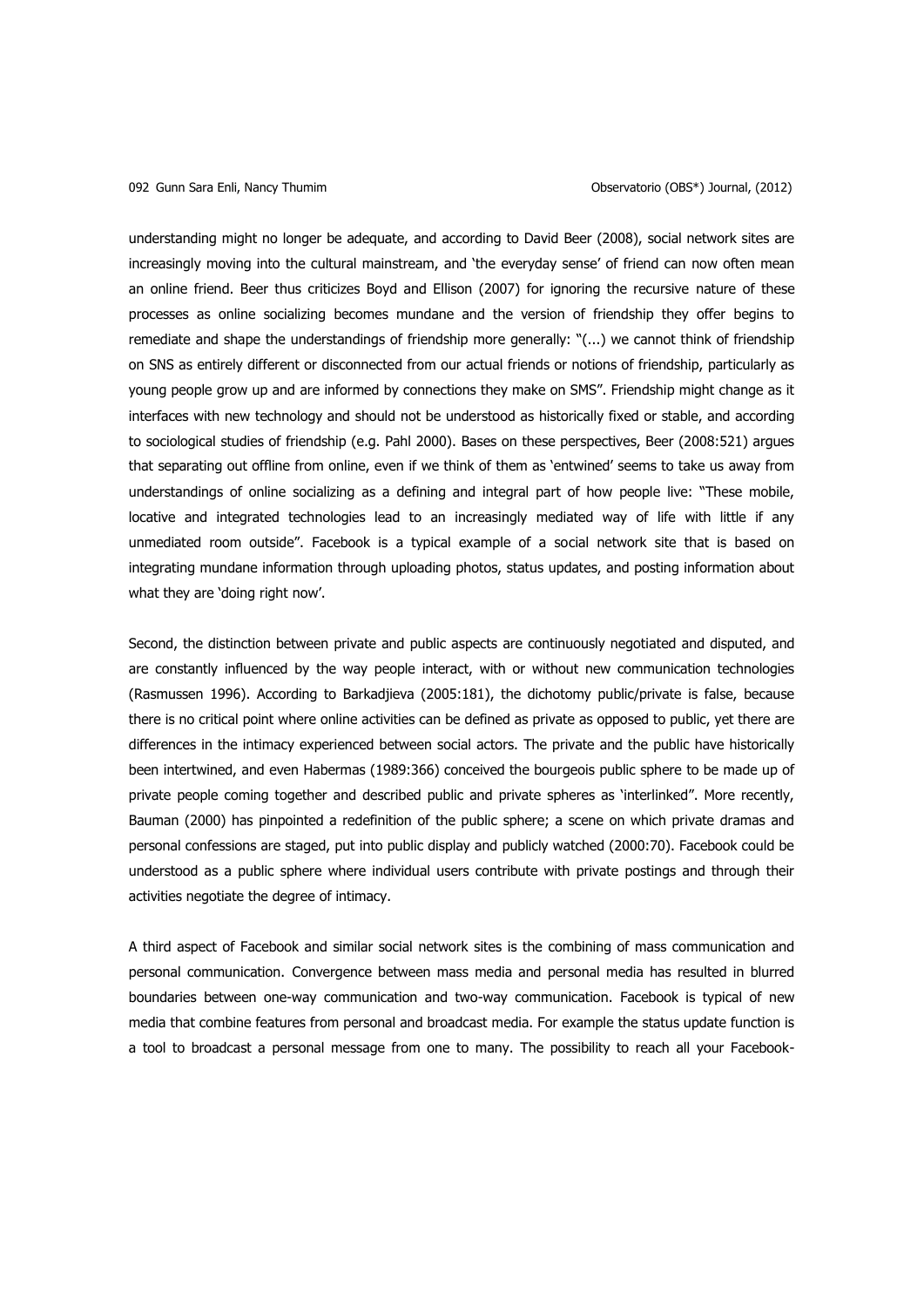understanding might no longer be adequate, and according to David Beer (2008), social network sites are increasingly moving into the cultural mainstream, and 'the everyday sense' of friend can now often mean an online friend. Beer thus criticizes Boyd and Ellison (2007) for ignoring the recursive nature of these processes as online socializing becomes mundane and the version of friendship they offer begins to remediate and shape the understandings of friendship more generally: "(...) we cannot think of friendship on SNS as entirely different or disconnected from our actual friends or notions of friendship, particularly as young people grow up and are informed by connections they make on SMS". Friendship might change as it interfaces with new technology and should not be understood as historically fixed or stable, and according to sociological studies of friendship (e.g. Pahl 2000). Bases on these perspectives, Beer (2008:521) argues that separating out offline from online, even if we think of them as 'entwined' seems to take us away from understandings of online socializing as a defining and integral part of how people live: "These mobile, locative and integrated technologies lead to an increasingly mediated way of life with little if any unmediated room outside". Facebook is a typical example of a social network site that is based on integrating mundane information through uploading photos, status updates, and posting information about what they are 'doing right now'.

Second, the distinction between private and public aspects are continuously negotiated and disputed, and are constantly influenced by the way people interact, with or without new communication technologies (Rasmussen 1996). According to Barkadjieva (2005:181), the dichotomy public/private is false, because there is no critical point where online activities can be defined as private as opposed to public, yet there are differences in the intimacy experienced between social actors. The private and the public have historically been intertwined, and even Habermas (1989:366) conceived the bourgeois public sphere to be made up of private people coming together and described public and private spheres as 'interlinked". More recently, Bauman (2000) has pinpointed a redefinition of the public sphere; a scene on which private dramas and personal confessions are staged, put into public display and publicly watched (2000:70). Facebook could be understood as a public sphere where individual users contribute with private postings and through their activities negotiate the degree of intimacy.

A third aspect of Facebook and similar social network sites is the combining of mass communication and personal communication. Convergence between mass media and personal media has resulted in blurred boundaries between one-way communication and two-way communication. Facebook is typical of new media that combine features from personal and broadcast media. For example the status update function is a tool to broadcast a personal message from one to many. The possibility to reach all your Facebook-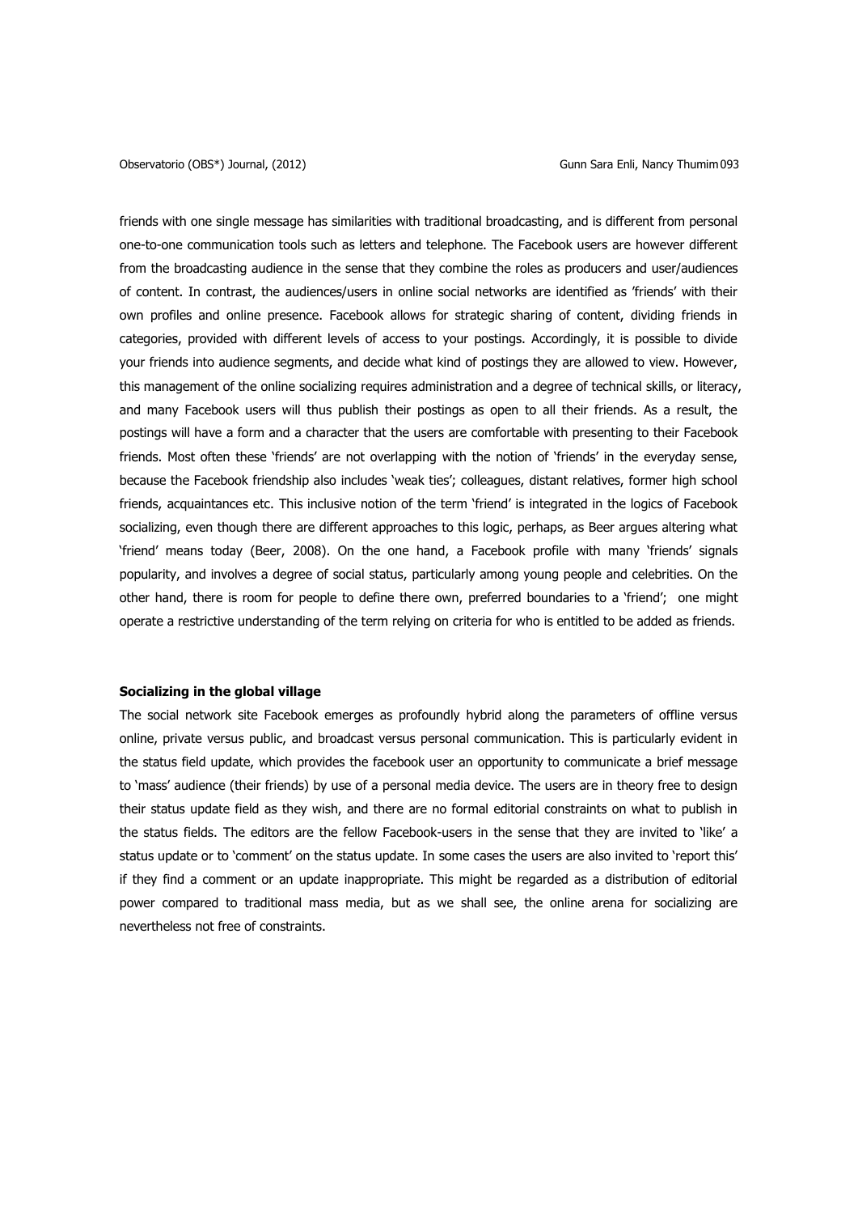friends with one single message has similarities with traditional broadcasting, and is different from personal one-to-one communication tools such as letters and telephone. The Facebook users are however different from the broadcasting audience in the sense that they combine the roles as producers and user/audiences of content. In contrast, the audiences/users in online social networks are identified as 'friends' with their own profiles and online presence. Facebook allows for strategic sharing of content, dividing friends in categories, provided with different levels of access to your postings. Accordingly, it is possible to divide your friends into audience segments, and decide what kind of postings they are allowed to view. However, this management of the online socializing requires administration and a degree of technical skills, or literacy, and many Facebook users will thus publish their postings as open to all their friends. As a result, the postings will have a form and a character that the users are comfortable with presenting to their Facebook friends. Most often these 'friends' are not overlapping with the notion of 'friends' in the everyday sense, because the Facebook friendship also includes 'weak ties'; colleagues, distant relatives, former high school friends, acquaintances etc. This inclusive notion of the term 'friend' is integrated in the logics of Facebook socializing, even though there are different approaches to this logic, perhaps, as Beer argues altering what 'friend' means today (Beer, 2008). On the one hand, a Facebook profile with many 'friends' signals popularity, and involves a degree of social status, particularly among young people and celebrities. On the other hand, there is room for people to define there own, preferred boundaries to a 'friend'; one might operate a restrictive understanding of the term relying on criteria for who is entitled to be added as friends.

**Socializing in the global village**

The social network site Facebook emerges as profoundly hybrid along the parameters of offline versus online, private versus public, and broadcast versus personal communication. This is particularly evident in the status field update, which provides the facebook user an opportunity to communicate a brief message to 'mass' audience (their friends) by use of a personal media device. The users are in theory free to design their status update field as they wish, and there are no formal editorial constraints on what to publish in the status fields. The editors are the fellow Facebook-users in the sense that they are invited to 'like' a status update or to 'comment' on the status update. In some cases the users are also invited to 'report this' if they find a comment or an update inappropriate. This might be regarded as a distribution of editorial power compared to traditional mass media, but as we shall see, the online arena for socializing are nevertheless not free of constraints.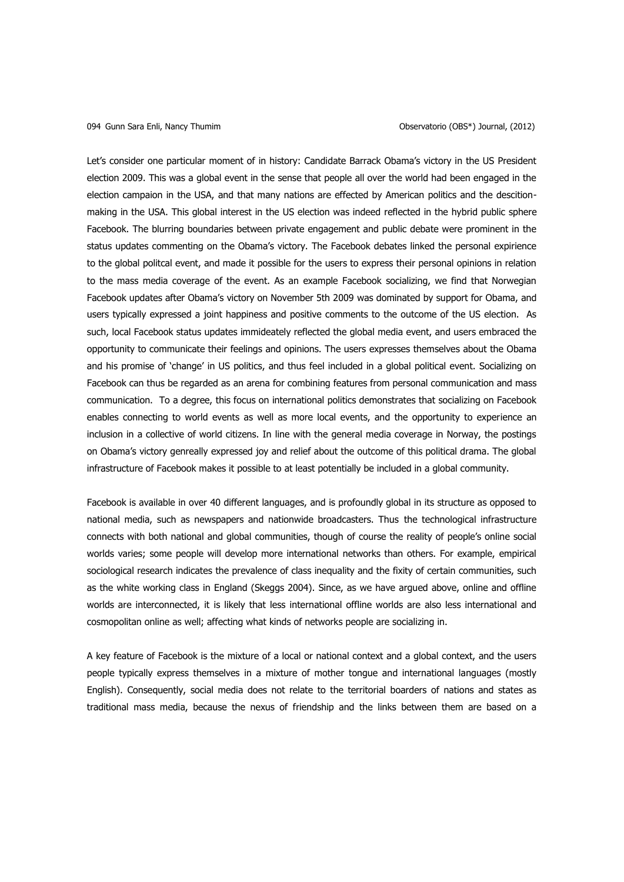Let's consider one particular moment of in history: Candidate Barrack Obama's victory in the US President election 2009. This was a global event in the sense that people all over the world had been engaged in the election campaion in the USA, and that many nations are effected by American politics and the descition-making in the USA. This global interest in the US election was indeed reflected in the hybrid public sphere Facebook. The blurring boundaries between private engagement and public debate were prominent in the status updates commenting on the Obama's victory. The Facebook debates linked the personal expirience to the global politcal event, and made it possible for the users to express their personal opinions in relation to the mass media coverage of the event. As an example Facebook socializing, we find that Norwegian Facebook updates after Obama's victory on November 5th 2009 was dominated by support for Obama, and users typically expressed a joint happiness and positive comments to the outcome of the US election. As such, local Facebook status updates immideately reflected the global media event, and users embraced the opportunity to communicate their feelings and opinions. The users expresses themselves about the Obama and his promise of 'change' in US politics, and thus feel included in a global political event. Socializing on Facebook can thus be regarded as an arena for combining features from personal communication and mass communication. To a degree, this focus on international politics demonstrates that socializing on Facebook enables connecting to world events as well as more local events, and the opportunity to experience an inclusion in a collective of world citizens. In line with the general media coverage in Norway, the postings on Obama's victory genreally expressed joy and relief about the outcome of this political drama. The global infrastructure of Facebook makes it possible to at least potentially be included in a global community.

Facebook is available in over 40 different languages, and is profoundly global in its structure as opposed to national media, such as newspapers and nationwide broadcasters. Thus the technological infrastructure connects with both national and global communities, though of course the reality of people's online social worlds varies; some people will develop more international networks than others. For example, empirical sociological research indicates the prevalence of class inequality and the fixity of certain communities, such as the white working class in England (Skeggs 2004). Since, as we have argued above, online and offline worlds are interconnected, it is likely that less international offline worlds are also less international and cosmopolitan online as well; affecting what kinds of networks people are socializing in.

A key feature of Facebook is the mixture of a local or national context and a global context, and the users people typically express themselves in a mixture of mother tongue and international languages (mostly English). Consequently, social media does not relate to the territorial boarders of nations and states as traditional mass media, because the nexus of friendship and the links between them are based on a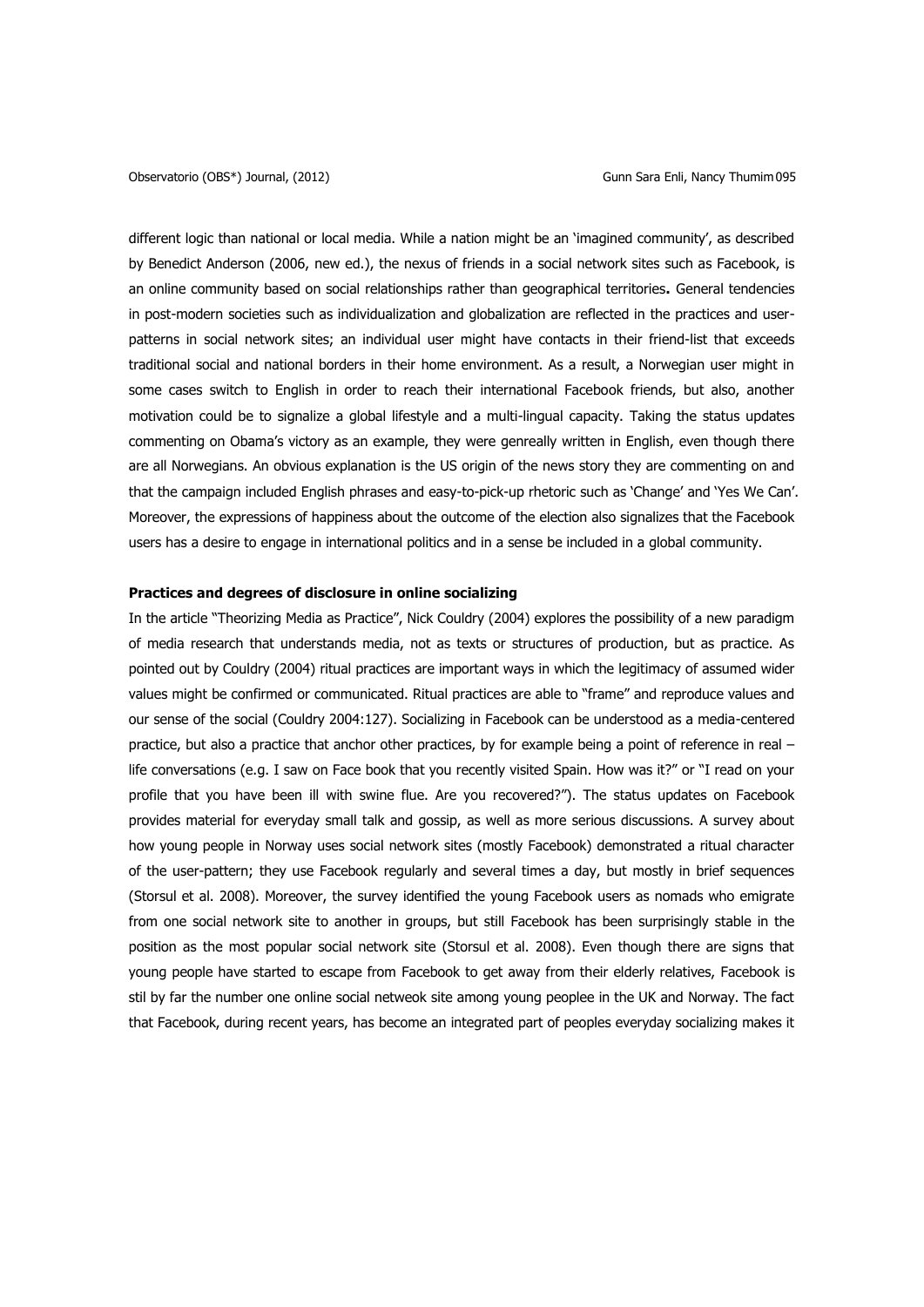different logic than national or local media. While a nation might be an 'imagined community', as described by Benedict Anderson (2006, new ed.), the nexus of friends in a social network sites such as Facebook, is an online community based on social relationships rather than geographical territories**.** General tendencies in post-modern societies such as individualization and globalization are reflected in the practices and user-patterns in social network sites; an individual user might have contacts in their friend-list that exceeds traditional social and national borders in their home environment. As a result, a Norwegian user might in some cases switch to English in order to reach their international Facebook friends, but also, another motivation could be to signalize a global lifestyle and a multi-lingual capacity. Taking the status updates commenting on Obama's victory as an example, they were genreally written in English, even though there are all Norwegians. An obvious explanation is the US origin of the news story they are commenting on and that the campaign included English phrases and easy-to-pick-up rhetoric such as 'Change' and 'Yes We Can'. Moreover, the expressions of happiness about the outcome of the election also signalizes that the Facebook users has a desire to engage in international politics and in a sense be included in a global community.

**Practices and degrees of disclosure in online socializing**

In the article "Theorizing Media as Practice", Nick Couldry (2004) explores the possibility of a new paradigm of media research that understands media, not as texts or structures of production, but as practice. As pointed out by Couldry (2004) ritual practices are important ways in which the legitimacy of assumed wider values might be confirmed or communicated. Ritual practices are able to "frame" and reproduce values and our sense of the social (Couldry 2004:127). Socializing in Facebook can be understood as a media-centered practice, but also a practice that anchor other practices, by for example being a point of reference in real – life conversations (e.g. I saw on Face book that you recently visited Spain. How was it?" or "I read on your profile that you have been ill with swine flue. Are you recovered?"). The status updates on Facebook provides material for everyday small talk and gossip, as well as more serious discussions. A survey about how young people in Norway uses social network sites (mostly Facebook) demonstrated a ritual character of the user-pattern; they use Facebook regularly and several times a day, but mostly in brief sequences (Storsul et al. 2008). Moreover, the survey identified the young Facebook users as nomads who emigrate from one social network site to another in groups, but still Facebook has been surprisingly stable in the position as the most popular social network site (Storsul et al. 2008). Even though there are signs that young people have started to escape from Facebook to get away from their elderly relatives, Facebook is stil by far the number one online social netweok site among young peoplee in the UK and Norway. The fact that Facebook, during recent years, has become an integrated part of peoples everyday socializing makes it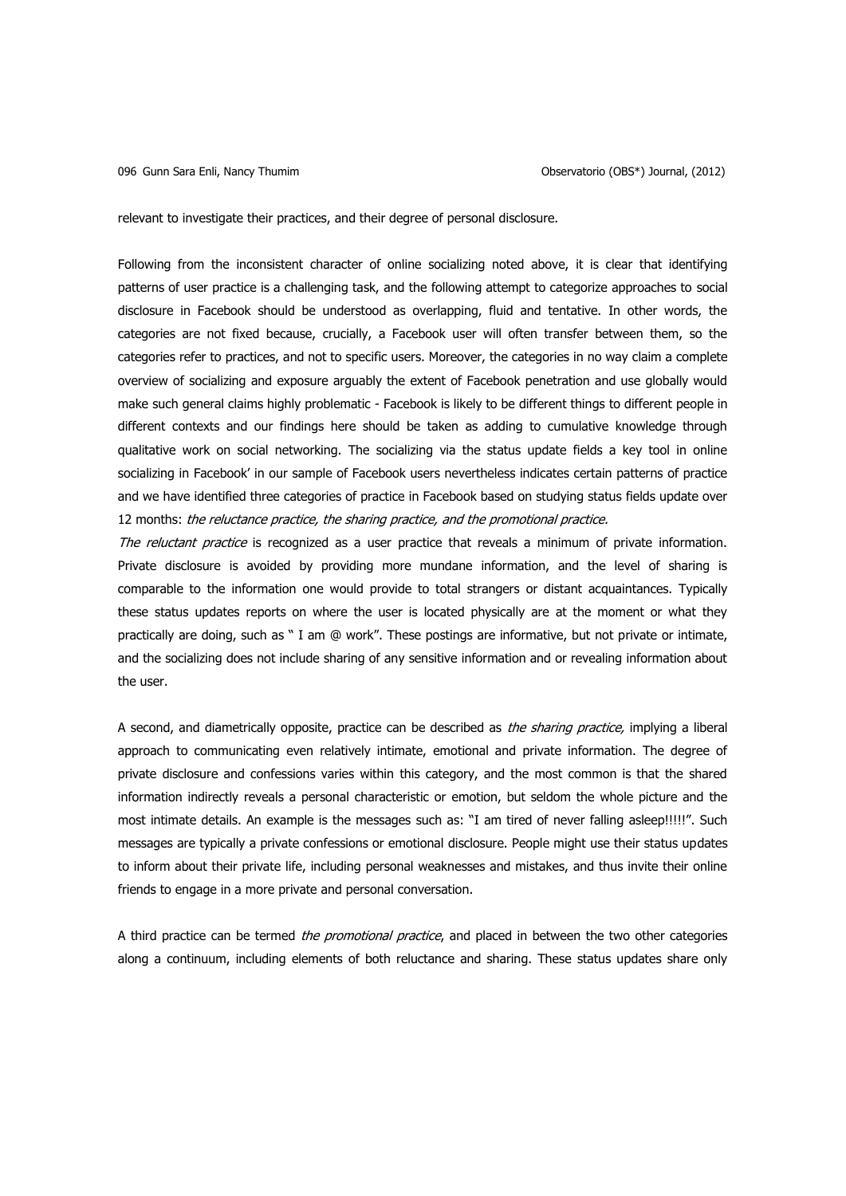relevant to investigate their practices, and their degree of personal disclosure.

Following from the inconsistent character of online socializing noted above, it is clear that identifying patterns of user practice is a challenging task, and the following attempt to categorize approaches to social disclosure in Facebook should be understood as overlapping, fluid and tentative. In other words, the categories are not fixed because, crucially, a Facebook user will often transfer between them, so the categories refer to practices, and not to specific users. Moreover, the categories in no way claim a complete overview of socializing and exposure arguably the extent of Facebook penetration and use globally would make such general claims highly problematic - Facebook is likely to be different things to different people in different contexts and our findings here should be taken as adding to cumulative knowledge through qualitative work on social networking. The socializing via the status update fields a key tool in online socializing in Facebook' in our sample of Facebook users nevertheless indicates certain patterns of practice and we have identified three categories of practice in Facebook based on studying status fields update over 12 months: *the reluctance practice, the sharing practice, and the promotional practice.*

*The reluctant practice* is recognized as a user practice that reveals a minimum of private information. Private disclosure is avoided by providing more mundane information, and the level of sharing is comparable to the information one would provide to total strangers or distant acquaintances. Typically these status updates reports on where the user is located physically are at the moment or what they practically are doing, such as " I am @ work". These postings are informative, but not private or intimate, and the socializing does not include sharing of any sensitive information and or revealing information about the user.

A second, and diametrically opposite, practice can be described as *the sharing practice,* implying a liberal approach to communicating even relatively intimate, emotional and private information. The degree of private disclosure and confessions varies within this category, and the most common is that the shared information indirectly reveals a personal characteristic or emotion, but seldom the whole picture and the most intimate details. An example is the messages such as: "I am tired of never falling asleep!!!!!". Such messages are typically a private confessions or emotional disclosure. People might use their status updates to inform about their private life, including personal weaknesses and mistakes, and thus invite their online friends to engage in a more private and personal conversation.

A third practice can be termed *the promotional practice*, and placed in between the two other categories along a continuum, including elements of both reluctance and sharing. These status updates share only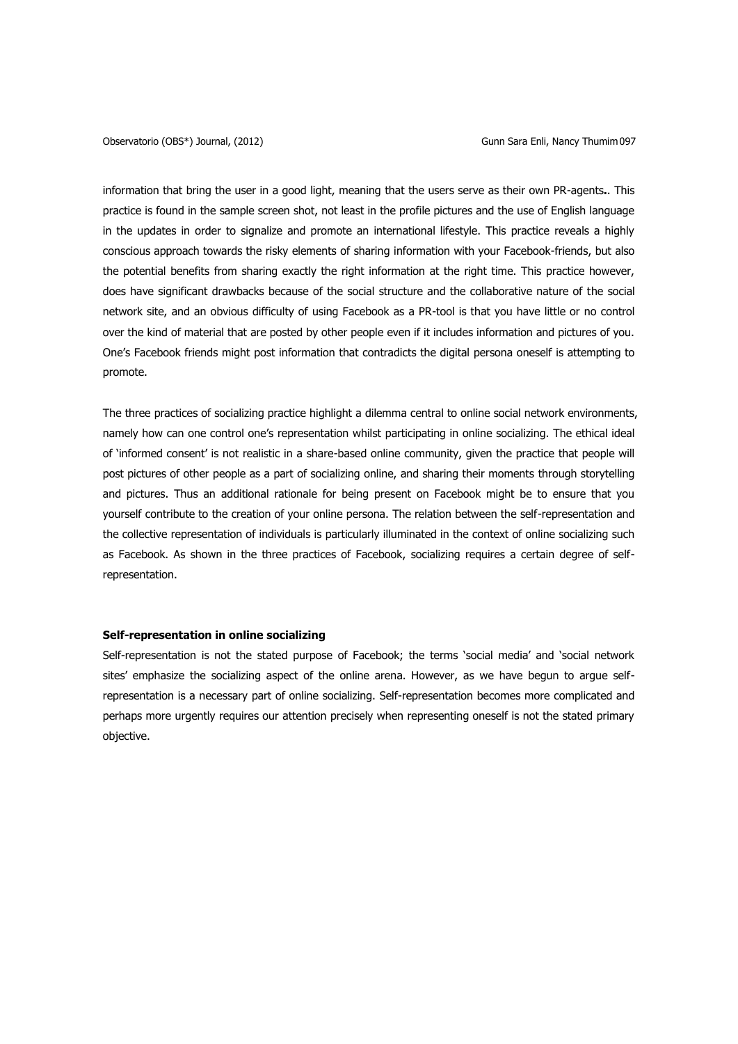information that bring the user in a good light, meaning that the users serve as their own PR-agents**.**. This practice is found in the sample screen shot, not least in the profile pictures and the use of English language in the updates in order to signalize and promote an international lifestyle. This practice reveals a highly conscious approach towards the risky elements of sharing information with your Facebook-friends, but also the potential benefits from sharing exactly the right information at the right time. This practice however, does have significant drawbacks because of the social structure and the collaborative nature of the social network site, and an obvious difficulty of using Facebook as a PR-tool is that you have little or no control over the kind of material that are posted by other people even if it includes information and pictures of you. One's Facebook friends might post information that contradicts the digital persona oneself is attempting to promote.

The three practices of socializing practice highlight a dilemma central to online social network environments, namely how can one control one's representation whilst participating in online socializing. The ethical ideal of 'informed consent' is not realistic in a share-based online community, given the practice that people will post pictures of other people as a part of socializing online, and sharing their moments through storytelling and pictures. Thus an additional rationale for being present on Facebook might be to ensure that you yourself contribute to the creation of your online persona. The relation between the self-representation and the collective representation of individuals is particularly illuminated in the context of online socializing such as Facebook. As shown in the three practices of Facebook, socializing requires a certain degree of self-representation.

**Self-representation in online socializing**

Self-representation is not the stated purpose of Facebook; the terms 'social media' and 'social network sites' emphasize the socializing aspect of the online arena. However, as we have begun to argue self-representation is a necessary part of online socializing. Self-representation becomes more complicated and perhaps more urgently requires our attention precisely when representing oneself is not the stated primary objective.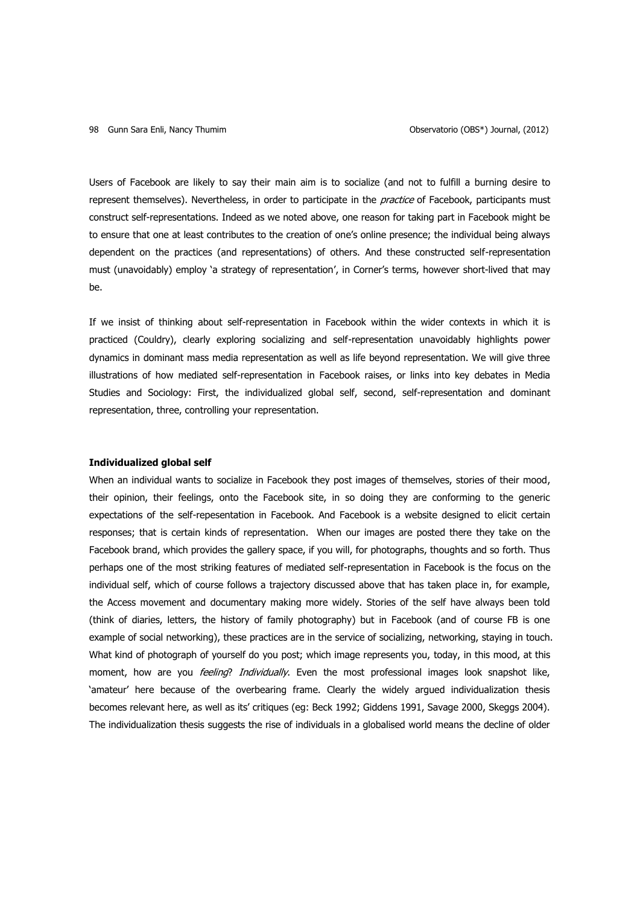Users of Facebook are likely to say their main aim is to socialize (and not to fulfill a burning desire to represent themselves). Nevertheless, in order to participate in the *practice* of Facebook, participants must construct self-representations. Indeed as we noted above, one reason for taking part in Facebook might be to ensure that one at least contributes to the creation of one's online presence; the individual being always dependent on the practices (and representations) of others. And these constructed self-representation must (unavoidably) employ 'a strategy of representation', in Corner's terms, however short-lived that may be.

If we insist of thinking about self-representation in Facebook within the wider contexts in which it is practiced (Couldry), clearly exploring socializing and self-representation unavoidably highlights power dynamics in dominant mass media representation as well as life beyond representation. We will give three illustrations of how mediated self-representation in Facebook raises, or links into key debates in Media Studies and Sociology: First, the individualized global self, second, self-representation and dominant representation, three, controlling your representation.

**Individualized global self**

When an individual wants to socialize in Facebook they post images of themselves, stories of their mood, their opinion, their feelings, onto the Facebook site, in so doing they are conforming to the generic expectations of the self-repesentation in Facebook. And Facebook is a website designed to elicit certain responses; that is certain kinds of representation. When our images are posted there they take on the Facebook brand, which provides the gallery space, if you will, for photographs, thoughts and so forth. Thus perhaps one of the most striking features of mediated self-representation in Facebook is the focus on the individual self, which of course follows a trajectory discussed above that has taken place in, for example, the Access movement and documentary making more widely. Stories of the self have always been told (think of diaries, letters, the history of family photography) but in Facebook (and of course FB is one example of social networking), these practices are in the service of socializing, networking, staying in touch. What kind of photograph of yourself do you post; which image represents you, today, in this mood, at this moment, how are you *feeling*? *Individually*. Even the most professional images look snapshot like, 'amateur' here because of the overbearing frame. Clearly the widely argued individualization thesis becomes relevant here, as well as its' critiques (eg: Beck 1992; Giddens 1991, Savage 2000, Skeggs 2004). The individualization thesis suggests the rise of individuals in a globalised world means the decline of older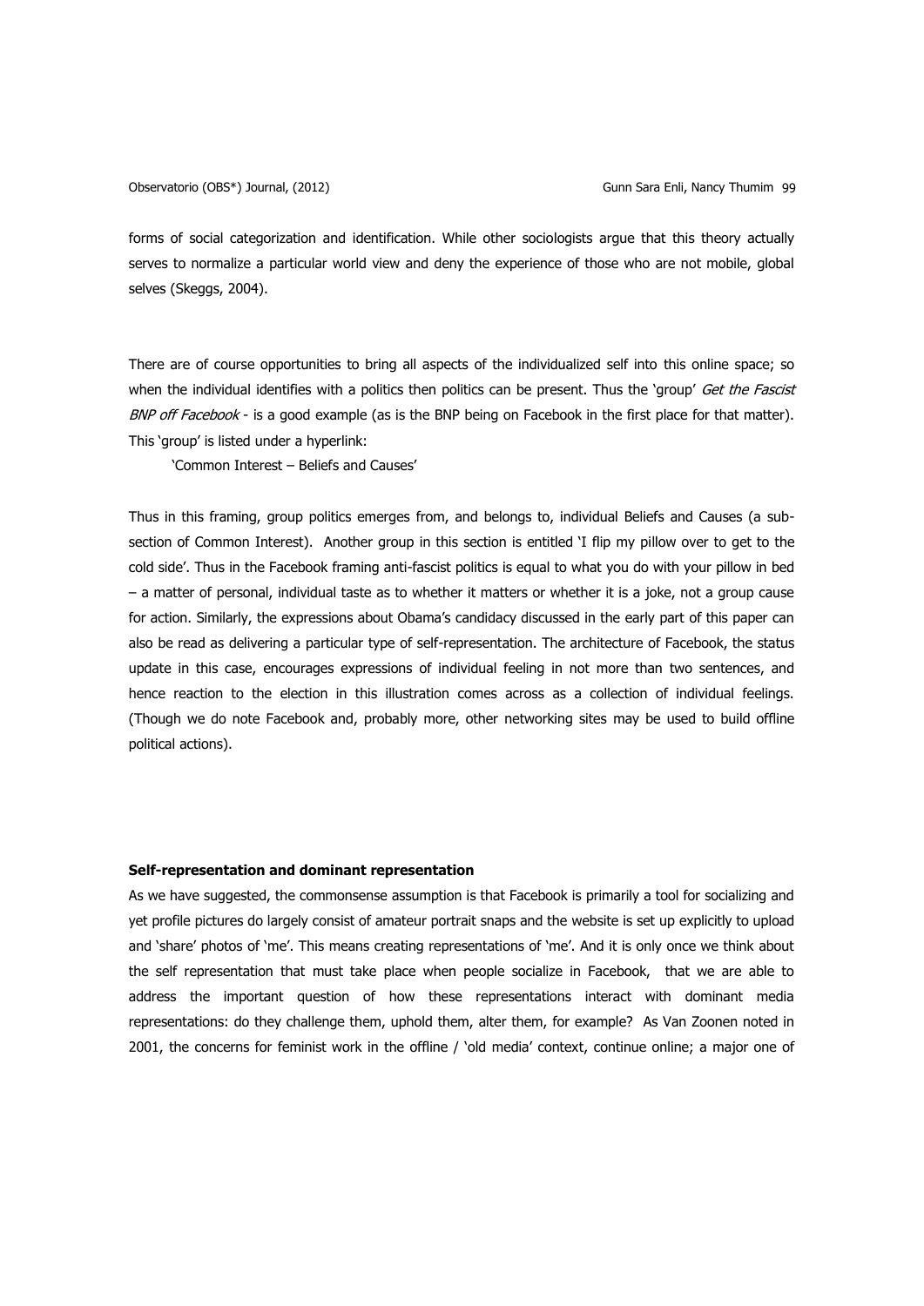forms of social categorization and identification. While other sociologists argue that this theory actually serves to normalize a particular world view and deny the experience of those who are not mobile, global selves (Skeggs, 2004).

There are of course opportunities to bring all aspects of the individualized self into this online space; so when the individual identifies with a politics then politics can be present. Thus the 'group' *Get the Fascist BNP off Facebook* - is a good example (as is the BNP being on Facebook in the first place for that matter). This 'group' is listed under a hyperlink:

> 'Common Interest – Beliefs and Causes'

Thus in this framing, group politics emerges from, and belongs to, individual Beliefs and Causes (a sub-section of Common Interest). Another group in this section is entitled 'I flip my pillow over to get to the cold side'. Thus in the Facebook framing anti-fascist politics is equal to what you do with your pillow in bed – a matter of personal, individual taste as to whether it matters or whether it is a joke, not a group cause for action. Similarly, the expressions about Obama's candidacy discussed in the early part of this paper can also be read as delivering a particular type of self-representation. The architecture of Facebook, the status update in this case, encourages expressions of individual feeling in not more than two sentences, and hence reaction to the election in this illustration comes across as a collection of individual feelings. (Though we do note Facebook and, probably more, other networking sites may be used to build offline political actions).

**Self-representation and dominant representation**

As we have suggested, the commonsense assumption is that Facebook is primarily a tool for socializing and yet profile pictures do largely consist of amateur portrait snaps and the website is set up explicitly to upload and 'share' photos of 'me'. This means creating representations of 'me'. And it is only once we think about the self representation that must take place when people socialize in Facebook, that we are able to address the important question of how these representations interact with dominant media representations: do they challenge them, uphold them, alter them, for example? As Van Zoonen noted in 2001, the concerns for feminist work in the offline / 'old media' context, continue online; a major one of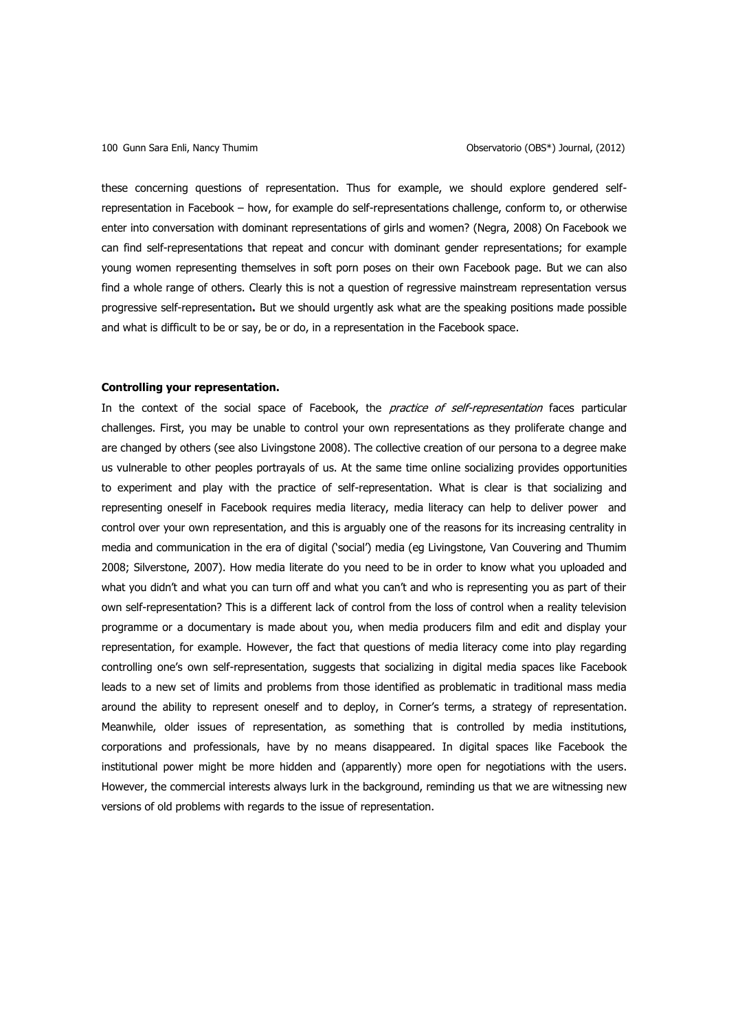these concerning questions of representation. Thus for example, we should explore gendered self-representation in Facebook – how, for example do self-representations challenge, conform to, or otherwise enter into conversation with dominant representations of girls and women? (Negra, 2008) On Facebook we can find self-representations that repeat and concur with dominant gender representations; for example young women representing themselves in soft porn poses on their own Facebook page. But we can also find a whole range of others. Clearly this is not a question of regressive mainstream representation versus progressive self-representation**.** But we should urgently ask what are the speaking positions made possible and what is difficult to be or say, be or do, in a representation in the Facebook space.

**Controlling your representation.**

In the context of the social space of Facebook, the *practice of self-representation* faces particular challenges. First, you may be unable to control your own representations as they proliferate change and are changed by others (see also Livingstone 2008). The collective creation of our persona to a degree make us vulnerable to other peoples portrayals of us. At the same time online socializing provides opportunities to experiment and play with the practice of self-representation. What is clear is that socializing and representing oneself in Facebook requires media literacy, media literacy can help to deliver power and control over your own representation, and this is arguably one of the reasons for its increasing centrality in media and communication in the era of digital ('social') media (eg Livingstone, Van Couvering and Thumim 2008; Silverstone, 2007). How media literate do you need to be in order to know what you uploaded and what you didn't and what you can turn off and what you can't and who is representing you as part of their own self-representation? This is a different lack of control from the loss of control when a reality television programme or a documentary is made about you, when media producers film and edit and display your representation, for example. However, the fact that questions of media literacy come into play regarding controlling one's own self-representation, suggests that socializing in digital media spaces like Facebook leads to a new set of limits and problems from those identified as problematic in traditional mass media around the ability to represent oneself and to deploy, in Corner's terms, a strategy of representation. Meanwhile, older issues of representation, as something that is controlled by media institutions, corporations and professionals, have by no means disappeared. In digital spaces like Facebook the institutional power might be more hidden and (apparently) more open for negotiations with the users. However, the commercial interests always lurk in the background, reminding us that we are witnessing new versions of old problems with regards to the issue of representation.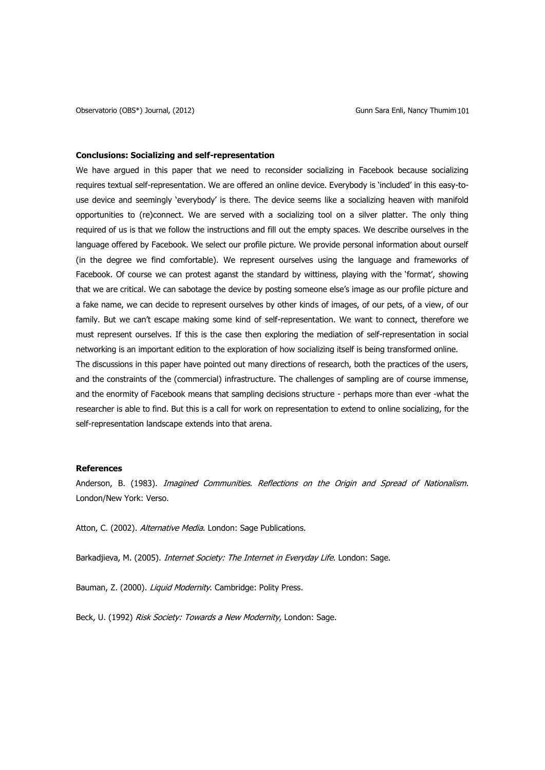**Conclusions: Socializing and self-representation**

We have argued in this paper that we need to reconsider socializing in Facebook because socializing requires textual self-representation. We are offered an online device. Everybody is 'included' in this easy-to-use device and seemingly 'everybody' is there. The device seems like a socializing heaven with manifold opportunities to (re)connect. We are served with a socializing tool on a silver platter. The only thing required of us is that we follow the instructions and fill out the empty spaces. We describe ourselves in the language offered by Facebook. We select our profile picture. We provide personal information about ourself (in the degree we find comfortable). We represent ourselves using the language and frameworks of Facebook. Of course we can protest aganst the standard by wittiness, playing with the 'format', showing that we are critical. We can sabotage the device by posting someone else's image as our profile picture and a fake name, we can decide to represent ourselves by other kinds of images, of our pets, of a view, of our family. But we can't escape making some kind of self-representation. We want to connect, therefore we must represent ourselves. If this is the case then exploring the mediation of self-representation in social networking is an important edition to the exploration of how socializing itself is being transformed online.

The discussions in this paper have pointed out many directions of research, both the practices of the users, and the constraints of the (commercial) infrastructure. The challenges of sampling are of course immense, and the enormity of Facebook means that sampling decisions structure - perhaps more than ever -what the researcher is able to find. But this is a call for work on representation to extend to online socializing, for the self-representation landscape extends into that arena.

**References**

Anderson, B. (1983). *Imagined Communities. Reflections on the Origin and Spread of Nationalism*. London/New York: Verso.

Atton, C. (2002). *Alternative Media*. London: Sage Publications.

Barkadjieva, M. (2005). *Internet Society: The Internet in Everyday Life*. London: Sage.

Bauman, Z. (2000). *Liquid Modernity*. Cambridge: Polity Press.

Beck, U. (1992) *Risk Society: Towards a New Modernity*, London: Sage.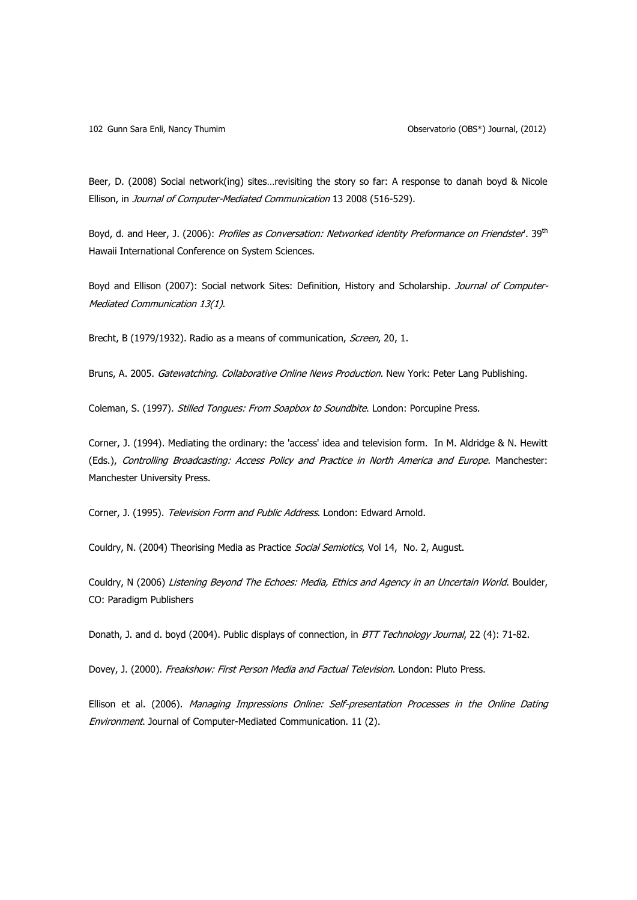Beer, D. (2008) Social network(ing) sites…revisiting the story so far: A response to danah boyd & Nicole Ellison, in *Journal of Computer-Mediated Communication* 13 2008 (516-529).

Boyd, d. and Heer, J. (2006): *Profiles as Conversation: Networked identity Preformance on Friendster*'. 39th Hawaii International Conference on System Sciences.

Boyd and Ellison (2007): Social network Sites: Definition, History and Scholarship*. Journal of Computer-Mediated Communication 13(1).*

Brecht, B (1979/1932). Radio as a means of communication, *Screen*, 20, 1.

Bruns, A. 2005. *Gatewatching. Collaborative Online News Production*. New York: Peter Lang Publishing.

Coleman, S. (1997). *Stilled Tongues: From Soapbox to Soundbite*. London: Porcupine Press.

Corner, J. (1994). Mediating the ordinary: the 'access' idea and television form. In M. Aldridge & N. Hewitt (Eds.), *Controlling Broadcasting: Access Policy and Practice in North America and Europe*. Manchester: Manchester University Press.

Corner, J. (1995). *Television Form and Public Address*. London: Edward Arnold.

Couldry, N. (2004) Theorising Media as Practice *Social Semiotics*, Vol 14, No. 2, August.

Couldry, N (2006) *Listening Beyond The Echoes: Media, Ethics and Agency in an Uncertain World*. Boulder, CO: Paradigm Publishers

Donath, J. and d. boyd (2004). Public displays of connection, in *BTT Technology Journal*, 22 (4): 71-82.

Dovey, J. (2000). *Freakshow: First Person Media and Factual Television*. London: Pluto Press.

Ellison et al. (2006). *Managing Impressions Online: Self-presentation Processes in the Online Dating Environment*. Journal of Computer-Mediated Communication. 11 (2).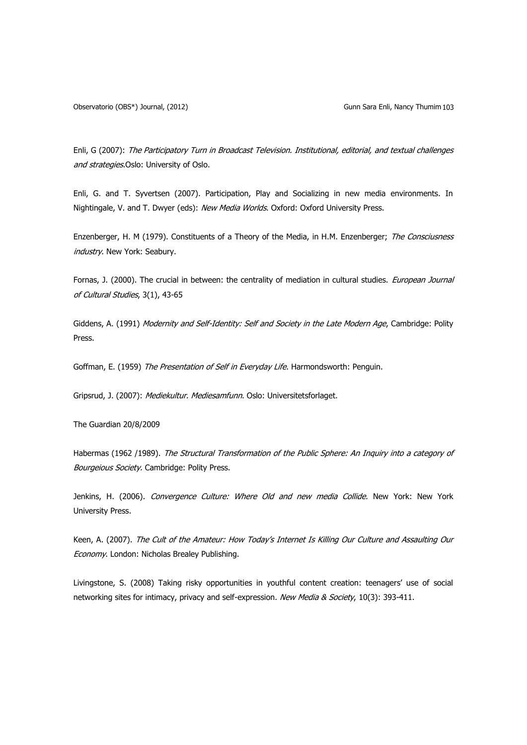Enli, G (2007): *The Participatory Turn in Broadcast Television. Institutional, editorial, and textual challenges and strategies*.Oslo: University of Oslo.

Enli, G. and T. Syvertsen (2007). Participation, Play and Socializing in new media environments. In Nightingale, V. and T. Dwyer (eds): *New Media Worlds*. Oxford: Oxford University Press.

Enzenberger, H. M (1979). Constituents of a Theory of the Media, in H.M. Enzenberger; *The Consciusness industry*. New York: Seabury.

Fornas, J. (2000). The crucial in between: the centrality of mediation in cultural studies. *European Journal of Cultural Studies*, 3(1), 43-65

Giddens, A. (1991) *Modernity and Self-Identity: Self and Society in the Late Modern Age*, Cambridge: Polity Press.

Goffman, E. (1959) *The Presentation of Self in Everyday Life*. Harmondsworth: Penguin.

Gripsrud, J. (2007): *Mediekultur. Mediesamfunn*. Oslo: Universitetsforlaget.

The Guardian 20/8/2009

Habermas (1962 /1989). *The Structural Transformation of the Public Sphere: An Inquiry into a category of Bourgeious Society.* Cambridge: Polity Press.

Jenkins, H. (2006). *Convergence Culture: Where Old and new media Collide.* New York: New York University Press.

Keen, A. (2007). *The Cult of the Amateur: How Today's Internet Is Killing Our Culture and Assaulting Our Economy*. London: Nicholas Brealey Publishing.

Livingstone, S. (2008) Taking risky opportunities in youthful content creation: teenagers' use of social networking sites for intimacy, privacy and self-expression. *New Media & Society*, 10(3): 393-411.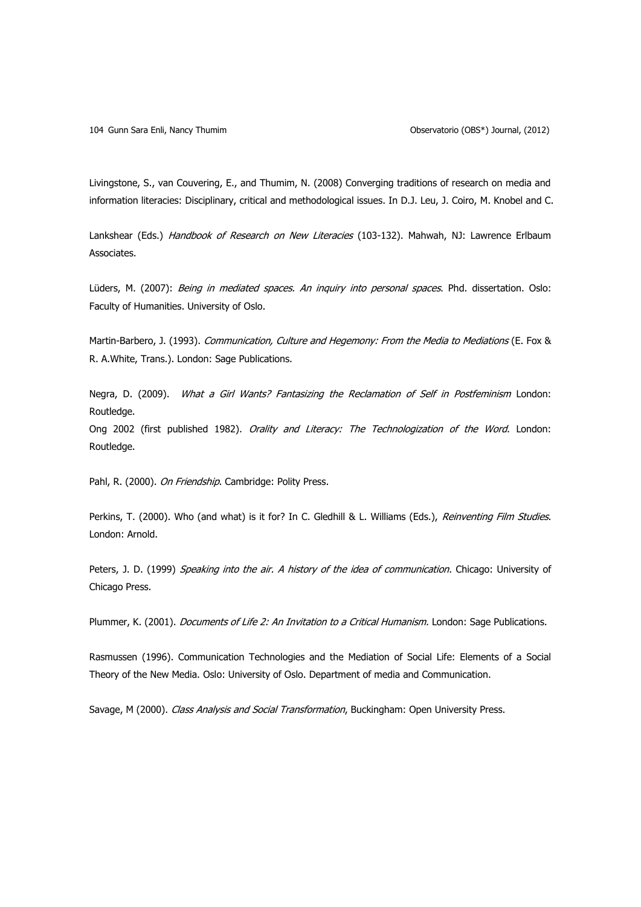Livingstone, S., van Couvering, E., and Thumim, N. (2008) Converging traditions of research on media and information literacies: Disciplinary, critical and methodological issues. In D.J. Leu, J. Coiro, M. Knobel and C.

Lankshear (Eds.) *Handbook of Research on New Literacies* (103-132). Mahwah, NJ: Lawrence Erlbaum Associates.

Lüders, M. (2007): *Being in mediated spaces. An inquiry into personal spaces*. Phd. dissertation. Oslo: Faculty of Humanities. University of Oslo.

Martin-Barbero, J. (1993). *Communication, Culture and Hegemony: From the Media to Mediations* (E. Fox & R. A.White, Trans.). London: Sage Publications.

Negra, D. (2009). *What a Girl Wants? Fantasizing the Reclamation of Self in Postfeminism* London: Routledge.
Ong 2002 (first published 1982). *Orality and Literacy: The Technologization of the Word*. London: Routledge.

Pahl, R. (2000). *On Friendship*. Cambridge: Polity Press.

Perkins, T. (2000). Who (and what) is it for? In C. Gledhill & L. Williams (Eds.), *Reinventing Film Studies*. London: Arnold.

Peters, J. D. (1999) *Speaking into the air. A history of the idea of communication*. Chicago: University of Chicago Press.

Plummer, K. (2001). *Documents of Life 2: An Invitation to a Critical Humanism.* London: Sage Publications.

Rasmussen (1996). Communication Technologies and the Mediation of Social Life: Elements of a Social Theory of the New Media. Oslo: University of Oslo. Department of media and Communication.

Savage, M (2000). *Class Analysis and Social Transformation*, Buckingham: Open University Press.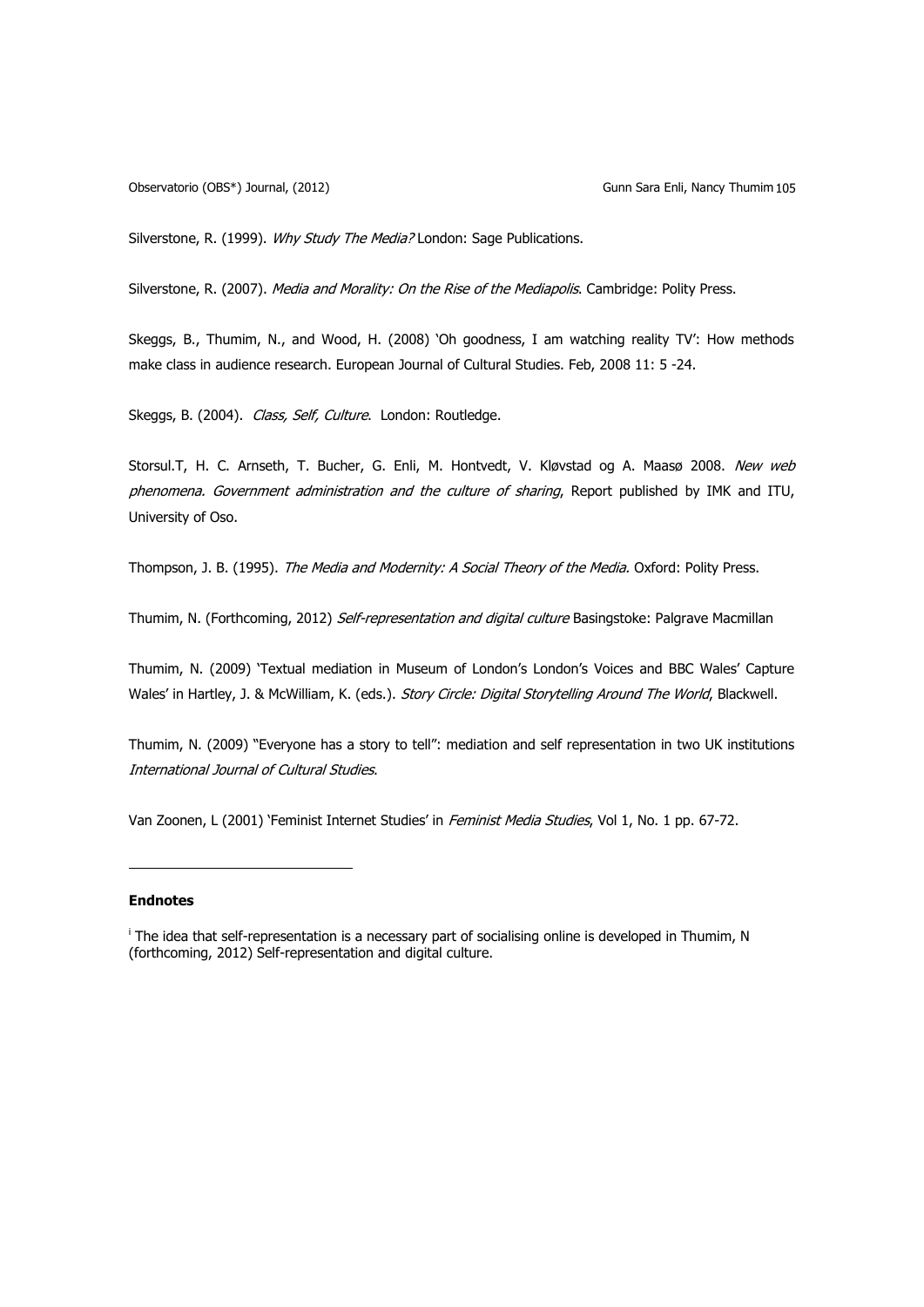Silverstone, R. (1999). *Why Study The Media?* London: Sage Publications.

Silverstone, R. (2007). *Media and Morality: On the Rise of the Mediapolis*. Cambridge: Polity Press.

Skeggs, B., Thumim, N., and Wood, H. (2008) 'Oh goodness, I am watching reality TV': How methods make class in audience research. European Journal of Cultural Studies. Feb, 2008 11: 5 -24.

Skeggs, B. (2004). *Class, Self, Culture*. London: Routledge.

Storsul.T, H. C. Arnseth, T. Bucher, G. Enli, M. Hontvedt, V. Kløvstad og A. Maasø 2008. *New web phenomena. Government administration and the culture of sharing*, Report published by IMK and ITU, University of Oso.

Thompson, J. B. (1995). *The Media and Modernity: A Social Theory of the Media.* Oxford: Polity Press.

Thumim, N. (Forthcoming, 2012) *Self-representation and digital culture* Basingstoke: Palgrave Macmillan

Thumim, N. (2009) 'Textual mediation in Museum of London's London's Voices and BBC Wales' Capture Wales' in Hartley, J. & McWilliam, K. (eds.). *Story Circle: Digital Storytelling Around The World*, Blackwell.

Thumim, N. (2009) "Everyone has a story to tell": mediation and self representation in two UK institutions *International Journal of Cultural Studies*.

Van Zoonen, L (2001) 'Feminist Internet Studies' in *Feminist Media Studies*, Vol 1, No. 1 pp. 67-72.

---

**Endnotes**

[i] The idea that self-representation is a necessary part of socialising online is developed in Thumim, N (forthcoming, 2012) Self-representation and digital culture.